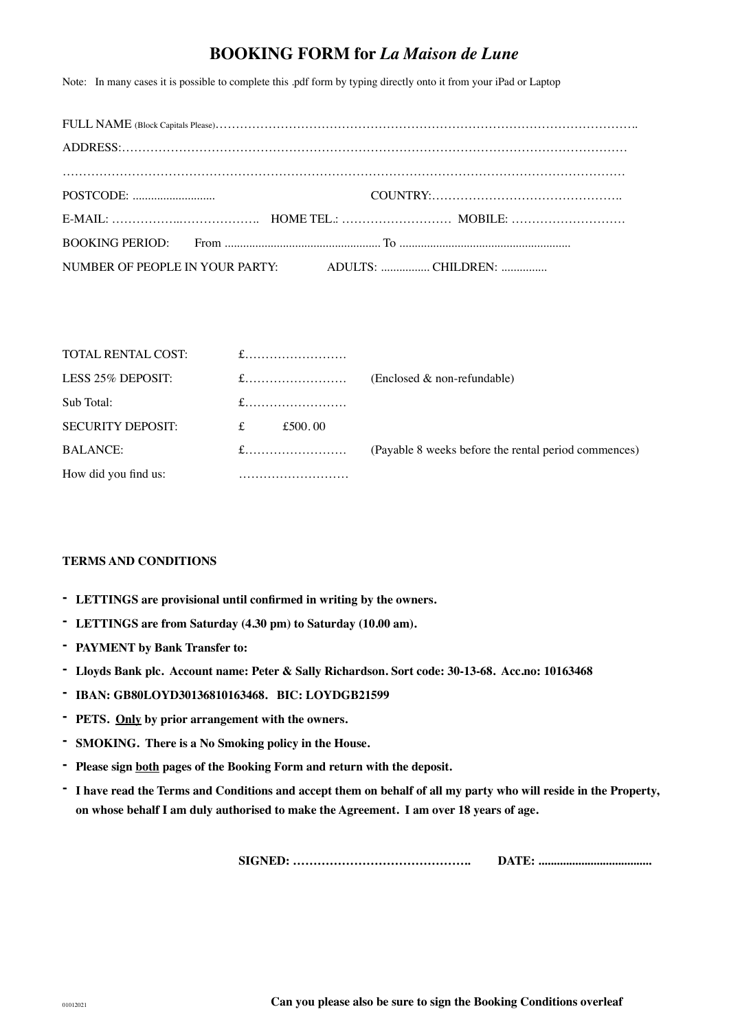# BOOKING FORM for *La Maison de Lune*

Note: In many cases it is possible to complete this .pdf form by typing directly onto it from your iPad or Laptop

FULL NAME (Block Capitals Please)…………………………………………………………………………………………..

ADDRESS:………………………………………………………………………………………………………………

………………………………………………………………………………………………………………………

POSTCODE: ........................... COUNTRY:………………………………………..

E-MAIL: ……………..………………. HOME TEL.: ……………………… MOBILE: ………………………

BOOKING PERIOD: From .................................................. To .......................................................

NUMBER OF PEOPLE IN YOUR PARTY: ADULTS: ................ CHILDREN: ...............

| | | |
|---|---|---|
| TOTAL RENTAL COST: | £……………………. | |
| LESS 25% DEPOSIT: | £……………………. | (Enclosed & non-refundable) |
| Sub Total: | £……………………. | |
| SECURITY DEPOSIT: | £ £500.00 | |
| BALANCE: | £……………………. | (Payable 8 weeks before the rental period commences) |
| How did you find us: | ……………………… | |

**TERMS AND CONDITIONS**

- **LETTINGS are provisional until confirmed in writing by the owners.**
- **LETTINGS are from Saturday (4.30 pm) to Saturday (10.00 am).**
- **PAYMENT by Bank Transfer to:**
- **Lloyds Bank plc. Account name: Peter & Sally Richardson. Sort code: 30-13-68. Acc.no: 10163468**
- **IBAN: GB80LOYD30136810163468. BIC: LOYDGB21599**
- **PETS. <u>Only</u> by prior arrangement with the owners.**
- **SMOKING. There is a No Smoking policy in the House.**
- **Please sign <u>both</u> pages of the Booking Form and return with the deposit.**
- **I have read the Terms and Conditions and accept them on behalf of all my party who will reside in the Property, on whose behalf I am duly authorised to make the Agreement. I am over 18 years of age.**

**SIGNED: ……………………………………. DATE: ....................................**

01012021

**Can you please also be sure to sign the Booking Conditions overleaf**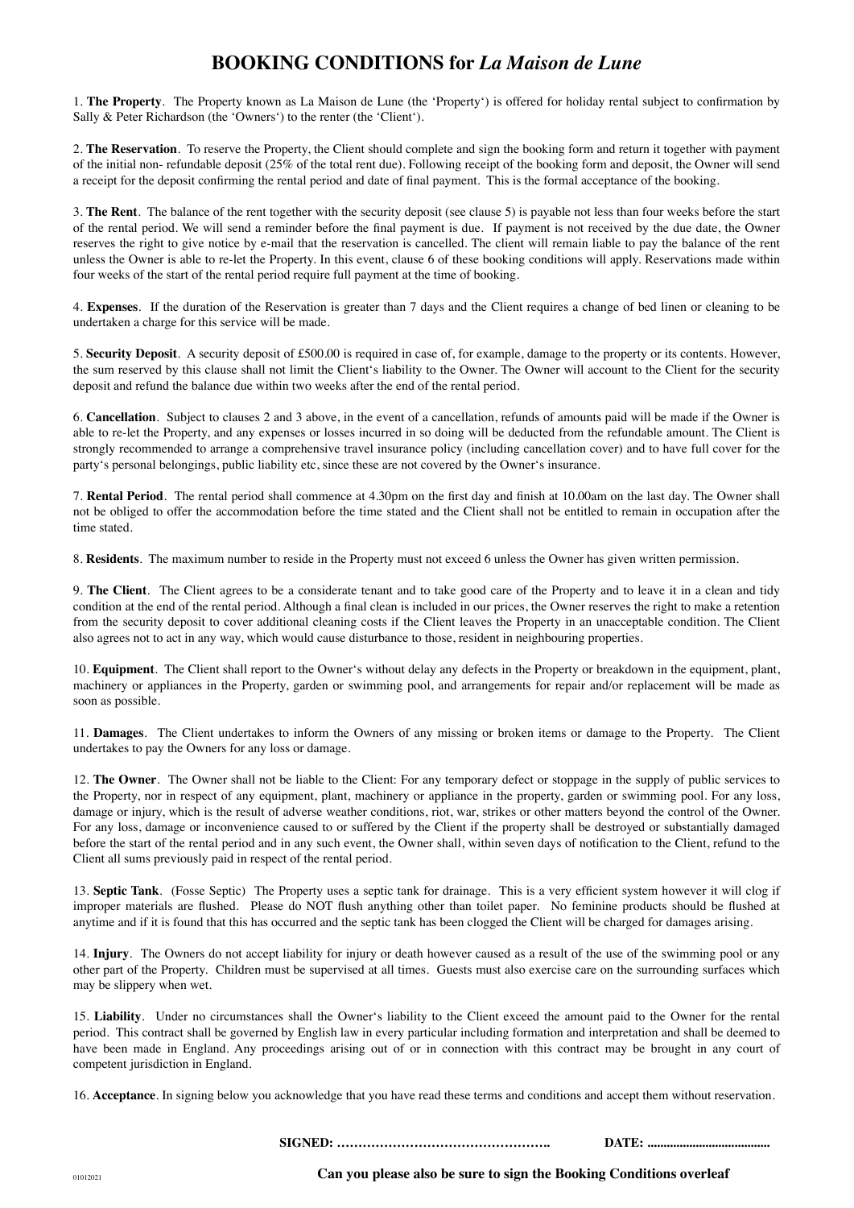# BOOKING CONDITIONS for *La Maison de Lune*

1. **The Property**. The Property known as La Maison de Lune (the 'Property') is offered for holiday rental subject to confirmation by Sally & Peter Richardson (the 'Owners') to the renter (the 'Client').

2. **The Reservation**. To reserve the Property, the Client should complete and sign the booking form and return it together with payment of the initial non- refundable deposit (25% of the total rent due). Following receipt of the booking form and deposit, the Owner will send a receipt for the deposit confirming the rental period and date of final payment. This is the formal acceptance of the booking.

3. **The Rent**. The balance of the rent together with the security deposit (see clause 5) is payable not less than four weeks before the start of the rental period. We will send a reminder before the final payment is due. If payment is not received by the due date, the Owner reserves the right to give notice by e-mail that the reservation is cancelled. The client will remain liable to pay the balance of the rent unless the Owner is able to re-let the Property. In this event, clause 6 of these booking conditions will apply. Reservations made within four weeks of the start of the rental period require full payment at the time of booking.

4. **Expenses**. If the duration of the Reservation is greater than 7 days and the Client requires a change of bed linen or cleaning to be undertaken a charge for this service will be made.

5. **Security Deposit**. A security deposit of £500.00 is required in case of, for example, damage to the property or its contents. However, the sum reserved by this clause shall not limit the Client's liability to the Owner. The Owner will account to the Client for the security deposit and refund the balance due within two weeks after the end of the rental period.

6. **Cancellation**. Subject to clauses 2 and 3 above, in the event of a cancellation, refunds of amounts paid will be made if the Owner is able to re-let the Property, and any expenses or losses incurred in so doing will be deducted from the refundable amount. The Client is strongly recommended to arrange a comprehensive travel insurance policy (including cancellation cover) and to have full cover for the party's personal belongings, public liability etc, since these are not covered by the Owner's insurance.

7. **Rental Period**. The rental period shall commence at 4.30pm on the first day and finish at 10.00am on the last day. The Owner shall not be obliged to offer the accommodation before the time stated and the Client shall not be entitled to remain in occupation after the time stated.

8. **Residents**. The maximum number to reside in the Property must not exceed 6 unless the Owner has given written permission.

9. **The Client**. The Client agrees to be a considerate tenant and to take good care of the Property and to leave it in a clean and tidy condition at the end of the rental period. Although a final clean is included in our prices, the Owner reserves the right to make a retention from the security deposit to cover additional cleaning costs if the Client leaves the Property in an unacceptable condition. The Client also agrees not to act in any way, which would cause disturbance to those, resident in neighbouring properties.

10. **Equipment**. The Client shall report to the Owner's without delay any defects in the Property or breakdown in the equipment, plant, machinery or appliances in the Property, garden or swimming pool, and arrangements for repair and/or replacement will be made as soon as possible.

11. **Damages**. The Client undertakes to inform the Owners of any missing or broken items or damage to the Property. The Client undertakes to pay the Owners for any loss or damage.

12. **The Owner**. The Owner shall not be liable to the Client: For any temporary defect or stoppage in the supply of public services to the Property, nor in respect of any equipment, plant, machinery or appliance in the property, garden or swimming pool. For any loss, damage or injury, which is the result of adverse weather conditions, riot, war, strikes or other matters beyond the control of the Owner. For any loss, damage or inconvenience caused to or suffered by the Client if the property shall be destroyed or substantially damaged before the start of the rental period and in any such event, the Owner shall, within seven days of notification to the Client, refund to the Client all sums previously paid in respect of the rental period.

13. **Septic Tank**. (Fosse Septic) The Property uses a septic tank for drainage. This is a very efficient system however it will clog if improper materials are flushed. Please do NOT flush anything other than toilet paper. No feminine products should be flushed at anytime and if it is found that this has occurred and the septic tank has been clogged the Client will be charged for damages arising.

14. **Injury**. The Owners do not accept liability for injury or death however caused as a result of the use of the swimming pool or any other part of the Property. Children must be supervised at all times. Guests must also exercise care on the surrounding surfaces which may be slippery when wet.

15. **Liability**. Under no circumstances shall the Owner's liability to the Client exceed the amount paid to the Owner for the rental period. This contract shall be governed by English law in every particular including formation and interpretation and shall be deemed to have been made in England. Any proceedings arising out of or in connection with this contract may be brought in any court of competent jurisdiction in England.

16. **Acceptance**. In signing below you acknowledge that you have read these terms and conditions and accept them without reservation.

**SIGNED: ………………………………………….** **DATE: ......................................**

01012021

**Can you please also be sure to sign the Booking Conditions overleaf**